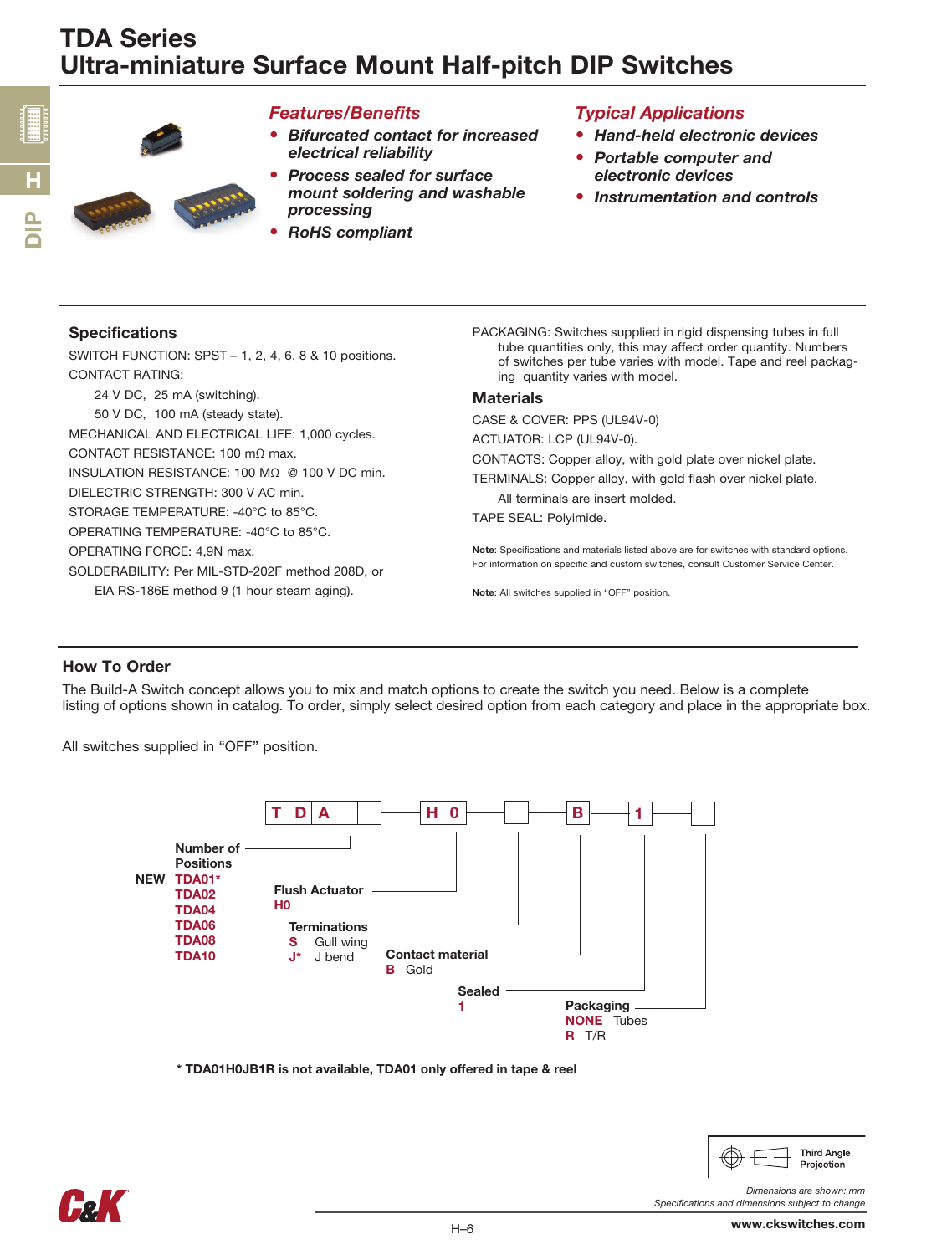# TDA Series
## Ultra-miniature Surface Mount Half-pitch DIP Switches

### *Features/Benefits*

- ***Bifurcated contact for increased electrical reliability***
- ***Process sealed for surface mount soldering and washable processing***
- ***RoHS compliant***

### *Typical Applications*

- ***Hand-held electronic devices***
- ***Portable computer and electronic devices***
- ***Instrumentation and controls***

### Specifications

SWITCH FUNCTION: SPST – 1, 2, 4, 6, 8 & 10 positions.

CONTACT RATING:
 24 V DC, 25 mA (switching).
 50 V DC, 100 mA (steady state).

MECHANICAL AND ELECTRICAL LIFE: 1,000 cycles.

CONTACT RESISTANCE: 100 mΩ max.

INSULATION RESISTANCE: 100 MΩ @ 100 V DC min.

DIELECTRIC STRENGTH: 300 V AC min.

STORAGE TEMPERATURE: -40°C to 85°C.

OPERATING TEMPERATURE: -40°C to 85°C.

OPERATING FORCE: 4,9N max.

SOLDERABILITY: Per MIL-STD-202F method 208D, or EIA RS-186E method 9 (1 hour steam aging).

PACKAGING: Switches supplied in rigid dispensing tubes in full tube quantities only, this may affect order quantity. Numbers of switches per tube varies with model. Tape and reel packaging quantity varies with model.

### Materials

CASE & COVER: PPS (UL94V-0)

ACTUATOR: LCP (UL94V-0).

CONTACTS: Copper alloy, with gold plate over nickel plate.

TERMINALS: Copper alloy, with gold flash over nickel plate.
 All terminals are insert molded.

TAPE SEAL: Polyimide.

**Note**: Specifications and materials listed above are for switches with standard options. For information on specific and custom switches, consult Customer Service Center.

**Note**: All switches supplied in "OFF" position.

### How To Order

The Build-A Switch concept allows you to mix and match options to create the switch you need. Below is a complete listing of options shown in catalog. To order, simply select desired option from each category and place in the appropriate box.

All switches supplied in "OFF" position.

T D A [ ] [ ] — H 0 — [ ] — B — 1 — [ ]

**Number of Positions**
- NEW TDA01*
- TDA02
- TDA04
- TDA06
- TDA08
- TDA10

**Flush Actuator**
- H0

**Terminations**
- S Gull wing
- J* J bend

**Contact material**
- B Gold

**Sealed**
- 1

**Packaging**
- NONE Tubes
- R T/R

**\* TDA01H0JB1R is not available, TDA01 only offered in tape & reel**

Third Angle Projection

*Dimensions are shown: mm*
*Specifications and dimensions subject to change*

www.ckswitches.com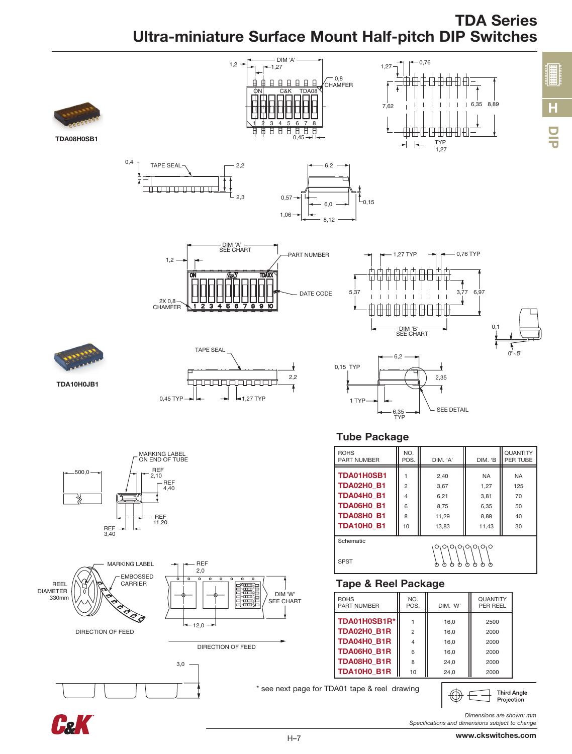# TDA Series
## Ultra-miniature Surface Mount Half-pitch DIP Switches

TDA08H0SB1

TDA10H0JB1

### Tube Package

| ROHS PART NUMBER | NO. POS. | DIM. 'A' | DIM. 'B | QUANTITY PER TUBE |
|---|---|---|---|---|
| TDA01H0SB1 | 1 | 2,40 | NA | NA |
| TDA02H0_B1 | 2 | 3,67 | 1,27 | 125 |
| TDA04H0_B1 | 4 | 6,21 | 3,81 | 70 |
| TDA06H0_B1 | 6 | 8,75 | 6,35 | 50 |
| TDA08H0_B1 | 8 | 11,29 | 8,89 | 40 |
| TDA10H0_B1 | 10 | 13,83 | 11,43 | 30 |

Schematic

SPST

### Tape & Reel Package

| ROHS PART NUMBER | NO. POS. | DIM. 'W' | QUANTITY PER REEL |
|---|---|---|---|
| TDA01H0SB1R* | 1 | 16,0 | 2500 |
| TDA02H0_B1R | 2 | 16,0 | 2000 |
| TDA04H0_B1R | 4 | 16,0 | 2000 |
| TDA06H0_B1R | 6 | 16,0 | 2000 |
| TDA08H0_B1R | 8 | 24,0 | 2000 |
| TDA10H0_B1R | 10 | 24,0 | 2000 |

\* see next page for TDA01 tape & reel drawing

Third Angle Projection

*Dimensions are shown: mm*
*Specifications and dimensions subject to change*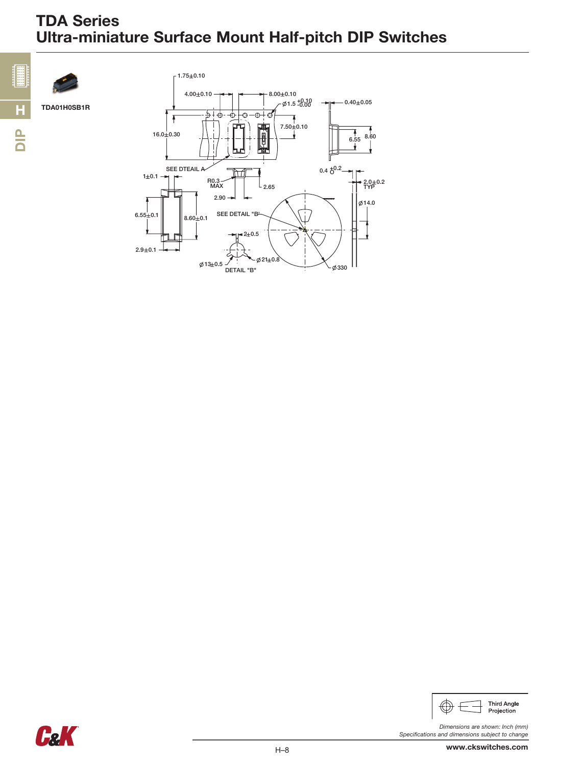# TDA Series
## Ultra-miniature Surface Mount Half-pitch DIP Switches

TDA01H0SB1R

1.75±0.10
4.00±0.10
8.00±0.10
Ø1.5 +0.10 -0.00
0.40±0.05
16.0±0.30
7.50±0.10
6.55
8.60
SEE DTEAIL A
R0.3 MAX
2.65
2.90
0.4 +0.2 -0
2.0±0.2 TYP
1±0.1
6.55±0.1
8.60±0.1
2.9±0.1
SEE DETAIL "B"
Ø14.0
2±0.5
Ø21±0.8
Ø13±0.5
DETAIL "B"
Ø330

Third Angle Projection

*Dimensions are shown: Inch (mm)*
*Specifications and dimensions subject to change*

www.ckswitches.com